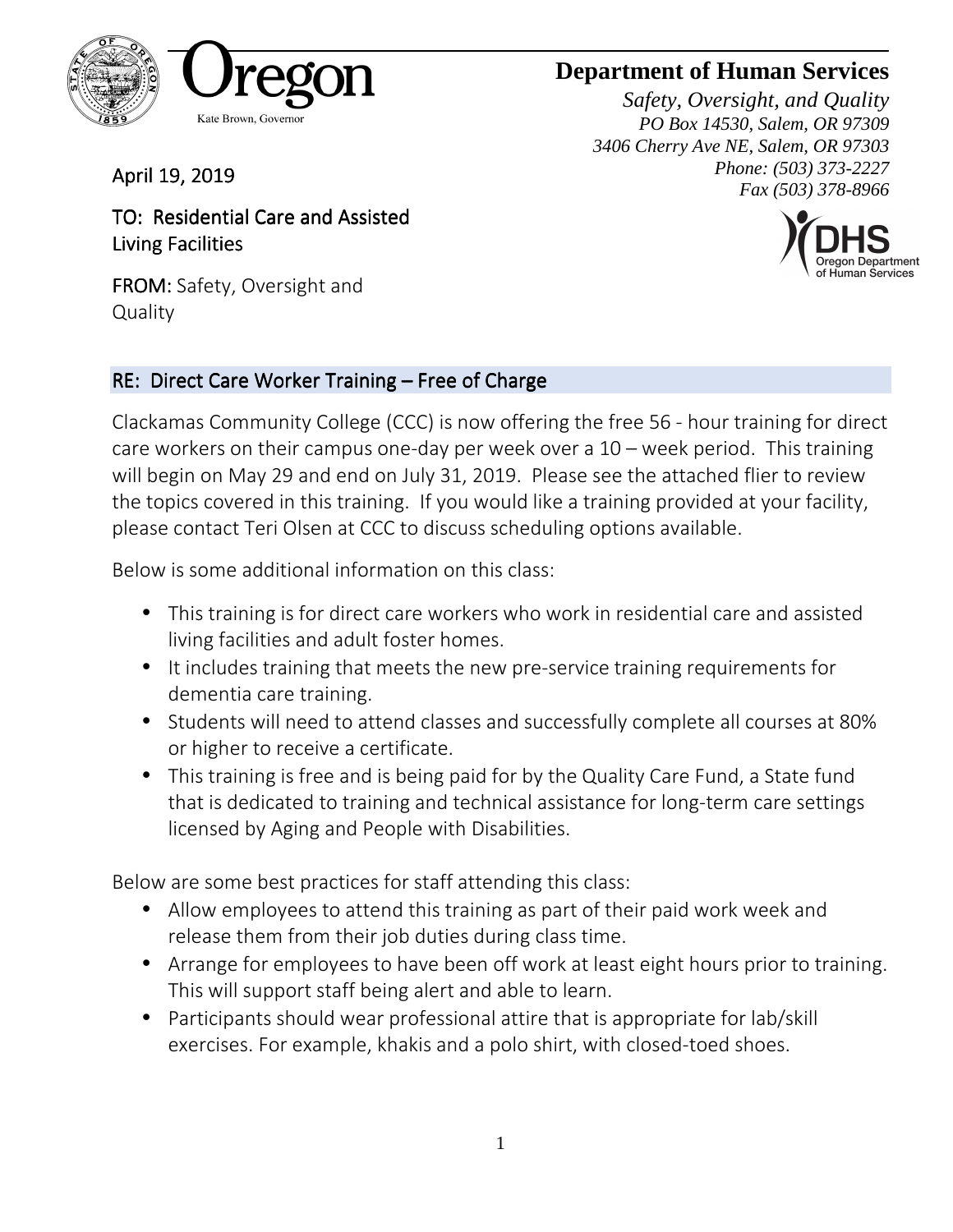Oregon

Kate Brown, Governor

**Department of Human Services**

*Safety, Oversight, and Quality*
*PO Box 14530, Salem, OR 97309*
*3406 Cherry Ave NE, Salem, OR 97303*
*Phone: (503) 373-2227*
*Fax (503) 378-8966*

April 19, 2019

TO: Residential Care and Assisted Living Facilities

FROM: Safety, Oversight and Quality

## RE: Direct Care Worker Training – Free of Charge

Clackamas Community College (CCC) is now offering the free 56 - hour training for direct care workers on their campus one-day per week over a 10 – week period. This training will begin on May 29 and end on July 31, 2019. Please see the attached flier to review the topics covered in this training. If you would like a training provided at your facility, please contact Teri Olsen at CCC to discuss scheduling options available.

Below is some additional information on this class:

- This training is for direct care workers who work in residential care and assisted living facilities and adult foster homes.
- It includes training that meets the new pre-service training requirements for dementia care training.
- Students will need to attend classes and successfully complete all courses at 80% or higher to receive a certificate.
- This training is free and is being paid for by the Quality Care Fund, a State fund that is dedicated to training and technical assistance for long-term care settings licensed by Aging and People with Disabilities.

Below are some best practices for staff attending this class:

- Allow employees to attend this training as part of their paid work week and release them from their job duties during class time.
- Arrange for employees to have been off work at least eight hours prior to training. This will support staff being alert and able to learn.
- Participants should wear professional attire that is appropriate for lab/skill exercises. For example, khakis and a polo shirt, with closed-toed shoes.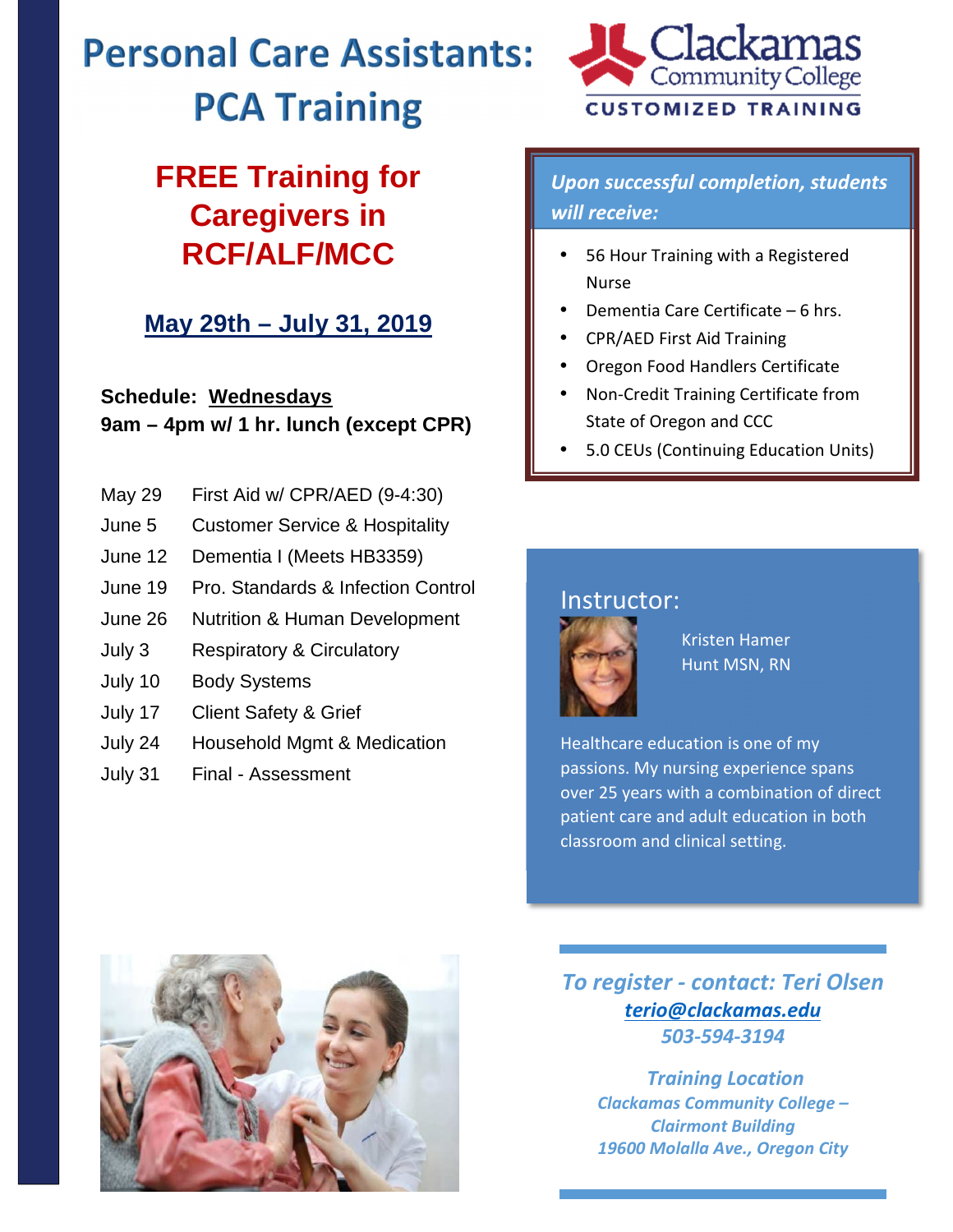# Personal Care Assistants: PCA Training

Clackamas Community College
CUSTOMIZED TRAINING

## FREE Training for Caregivers in RCF/ALF/MCC

### May 29th – July 31, 2019

**Schedule: Wednesdays**
**9am – 4pm w/ 1 hr. lunch (except CPR)**

| | |
|---|---|
| May 29 | First Aid w/ CPR/AED (9-4:30) |
| June 5 | Customer Service & Hospitality |
| June 12 | Dementia I (Meets HB3359) |
| June 19 | Pro. Standards & Infection Control |
| June 26 | Nutrition & Human Development |
| July 3 | Respiratory & Circulatory |
| July 10 | Body Systems |
| July 17 | Client Safety & Grief |
| July 24 | Household Mgmt & Medication |
| July 31 | Final - Assessment |

*Upon successful completion, students will receive:*

- 56 Hour Training with a Registered Nurse
- Dementia Care Certificate – 6 hrs.
- CPR/AED First Aid Training
- Oregon Food Handlers Certificate
- Non-Credit Training Certificate from State of Oregon and CCC
- 5.0 CEUs (Continuing Education Units)

## Instructor:

Kristen Hamer
Hunt MSN, RN

Healthcare education is one of my passions. My nursing experience spans over 25 years with a combination of direct patient care and adult education in both classroom and clinical setting.

***To register - contact: Teri Olsen***
***terio@clackamas.edu***
***503-594-3194***

***Training Location***
***Clackamas Community College – Clairmont Building***
***19600 Molalla Ave., Oregon City***